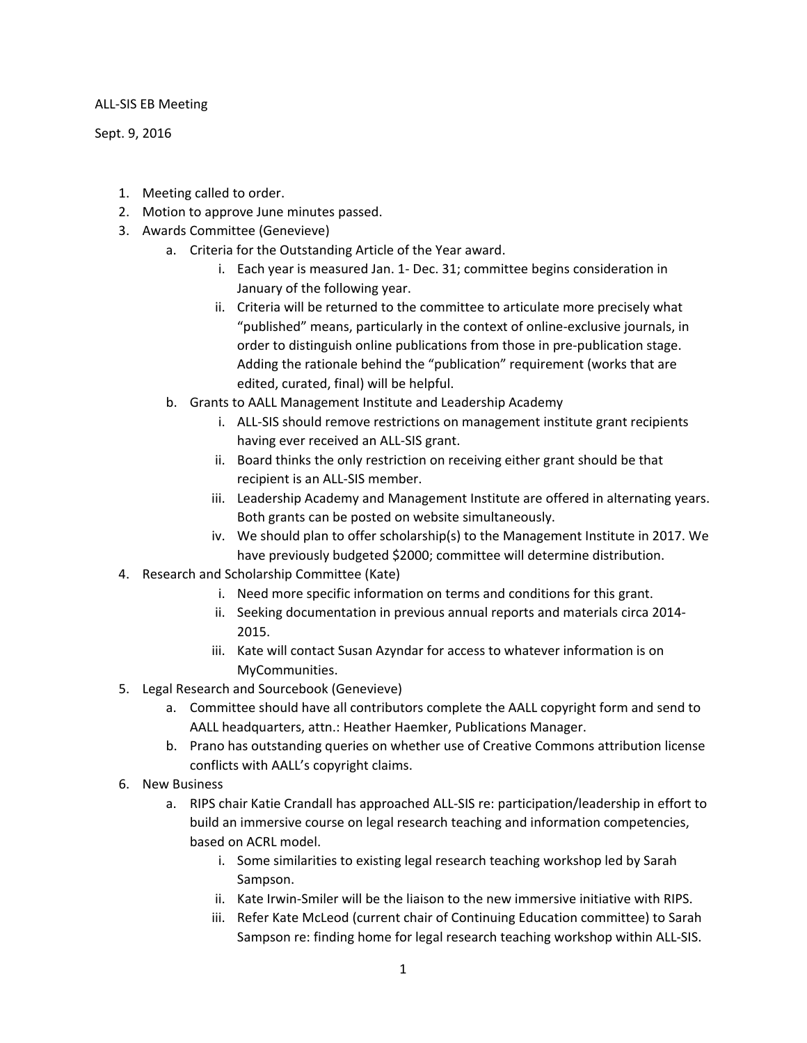ALL-SIS EB Meeting

Sept. 9, 2016

1. Meeting called to order.
2. Motion to approve June minutes passed.
3. Awards Committee (Genevieve)
   a. Criteria for the Outstanding Article of the Year award.
      i. Each year is measured Jan. 1- Dec. 31; committee begins consideration in January of the following year.
      ii. Criteria will be returned to the committee to articulate more precisely what "published" means, particularly in the context of online-exclusive journals, in order to distinguish online publications from those in pre-publication stage. Adding the rationale behind the "publication" requirement (works that are edited, curated, final) will be helpful.
   b. Grants to AALL Management Institute and Leadership Academy
      i. ALL-SIS should remove restrictions on management institute grant recipients having ever received an ALL-SIS grant.
      ii. Board thinks the only restriction on receiving either grant should be that recipient is an ALL-SIS member.
      iii. Leadership Academy and Management Institute are offered in alternating years. Both grants can be posted on website simultaneously.
      iv. We should plan to offer scholarship(s) to the Management Institute in 2017. We have previously budgeted $2000; committee will determine distribution.
4. Research and Scholarship Committee (Kate)
   i. Need more specific information on terms and conditions for this grant.
   ii. Seeking documentation in previous annual reports and materials circa 2014-2015.
   iii. Kate will contact Susan Azyndar for access to whatever information is on MyCommunities.
5. Legal Research and Sourcebook (Genevieve)
   a. Committee should have all contributors complete the AALL copyright form and send to AALL headquarters, attn.: Heather Haemker, Publications Manager.
   b. Prano has outstanding queries on whether use of Creative Commons attribution license conflicts with AALL's copyright claims.
6. New Business
   a. RIPS chair Katie Crandall has approached ALL-SIS re: participation/leadership in effort to build an immersive course on legal research teaching and information competencies, based on ACRL model.
      i. Some similarities to existing legal research teaching workshop led by Sarah Sampson.
      ii. Kate Irwin-Smiler will be the liaison to the new immersive initiative with RIPS.
      iii. Refer Kate McLeod (current chair of Continuing Education committee) to Sarah Sampson re: finding home for legal research teaching workshop within ALL-SIS.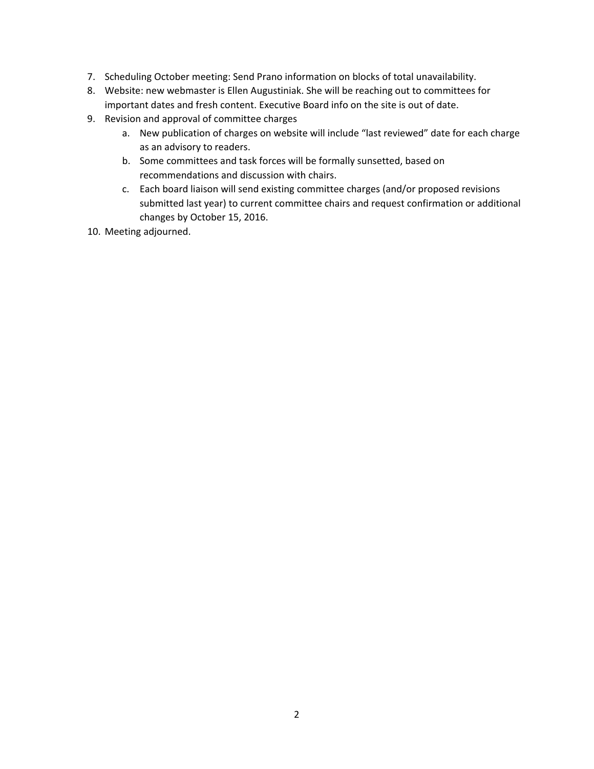7. Scheduling October meeting: Send Prano information on blocks of total unavailability.
8. Website: new webmaster is Ellen Augustiniak. She will be reaching out to committees for important dates and fresh content. Executive Board info on the site is out of date.
9. Revision and approval of committee charges
    a. New publication of charges on website will include "last reviewed" date for each charge as an advisory to readers.
    b. Some committees and task forces will be formally sunsetted, based on recommendations and discussion with chairs.
    c. Each board liaison will send existing committee charges (and/or proposed revisions submitted last year) to current committee chairs and request confirmation or additional changes by October 15, 2016.
10. Meeting adjourned.